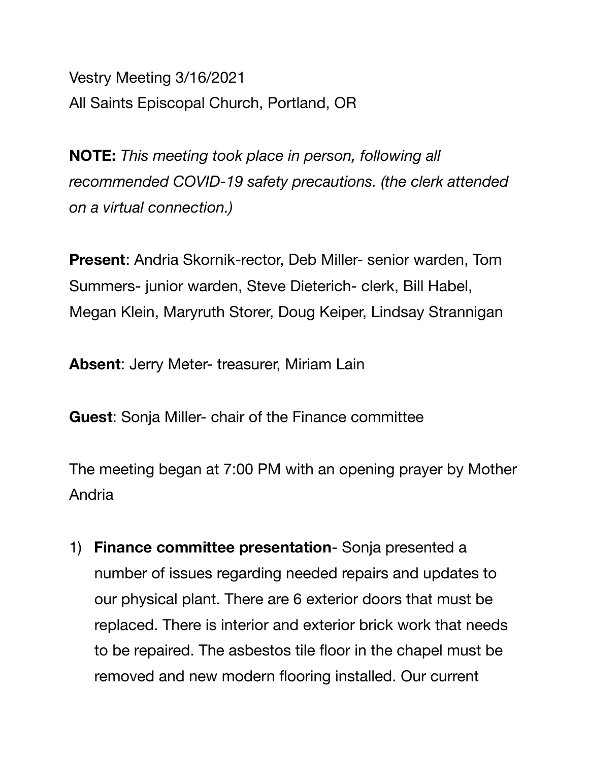Vestry Meeting 3/16/2021
All Saints Episcopal Church, Portland, OR

**NOTE:** *This meeting took place in person, following all recommended COVID-19 safety precautions. (the clerk attended on a virtual connection.)*

**Present**: Andria Skornik-rector, Deb Miller- senior warden, Tom Summers- junior warden, Steve Dieterich- clerk, Bill Habel, Megan Klein, Maryruth Storer, Doug Keiper, Lindsay Strannigan

**Absent**: Jerry Meter- treasurer, Miriam Lain

**Guest**: Sonja Miller- chair of the Finance committee

The meeting began at 7:00 PM with an opening prayer by Mother Andria

1) **Finance committee presentation**- Sonja presented a number of issues regarding needed repairs and updates to our physical plant. There are 6 exterior doors that must be replaced. There is interior and exterior brick work that needs to be repaired. The asbestos tile floor in the chapel must be removed and new modern flooring installed. Our current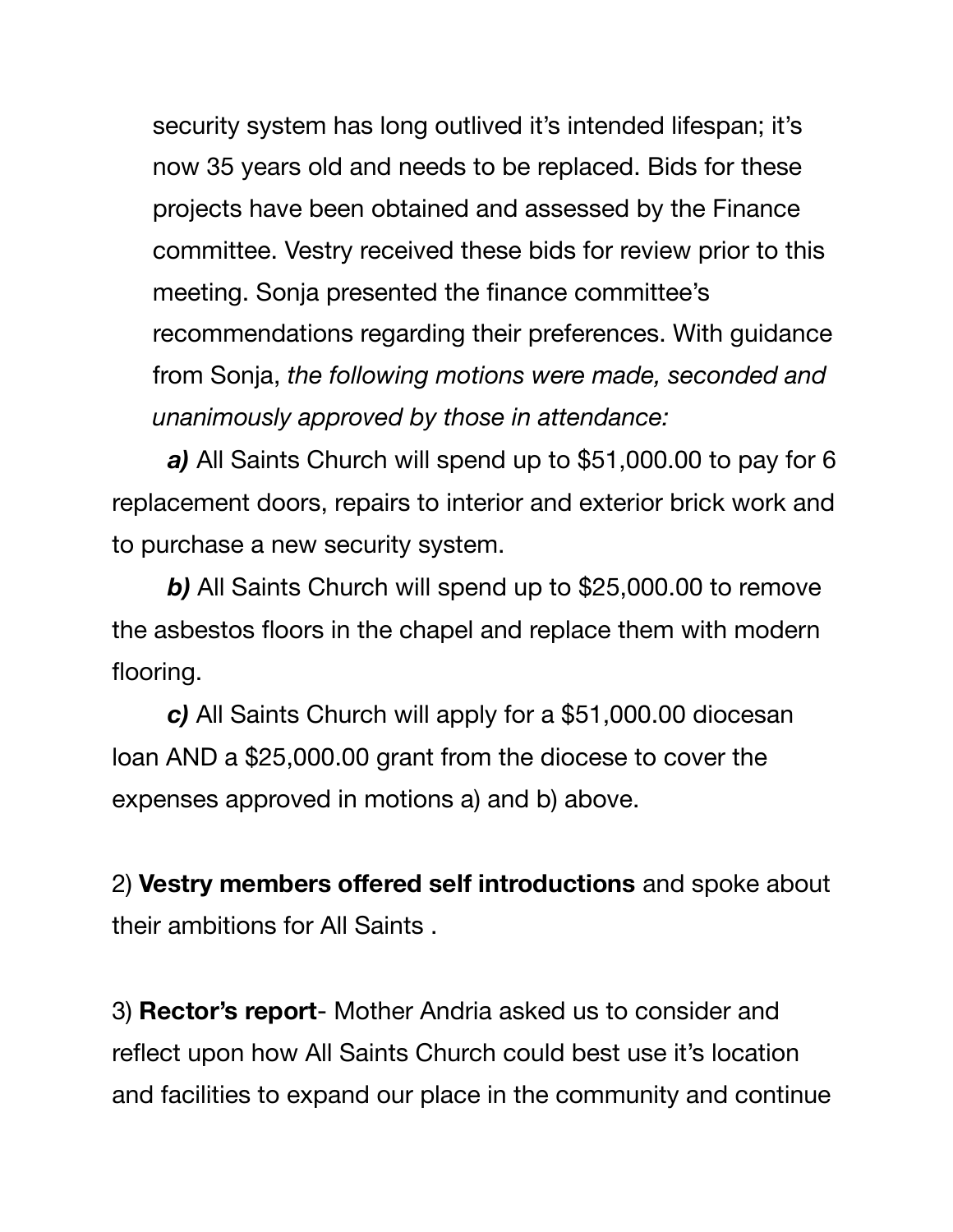security system has long outlived it's intended lifespan; it's now 35 years old and needs to be replaced. Bids for these projects have been obtained and assessed by the Finance committee. Vestry received these bids for review prior to this meeting. Sonja presented the finance committee's recommendations regarding their preferences. With guidance from Sonja, *the following motions were made, seconded and unanimously approved by those in attendance:*

***a)*** All Saints Church will spend up to $51,000.00 to pay for 6 replacement doors, repairs to interior and exterior brick work and to purchase a new security system.

***b)*** All Saints Church will spend up to $25,000.00 to remove the asbestos floors in the chapel and replace them with modern flooring.

***c)*** All Saints Church will apply for a $51,000.00 diocesan loan AND a $25,000.00 grant from the diocese to cover the expenses approved in motions a) and b) above.

2) **Vestry members offered self introductions** and spoke about their ambitions for All Saints .

3) **Rector's report**- Mother Andria asked us to consider and reflect upon how All Saints Church could best use it's location and facilities to expand our place in the community and continue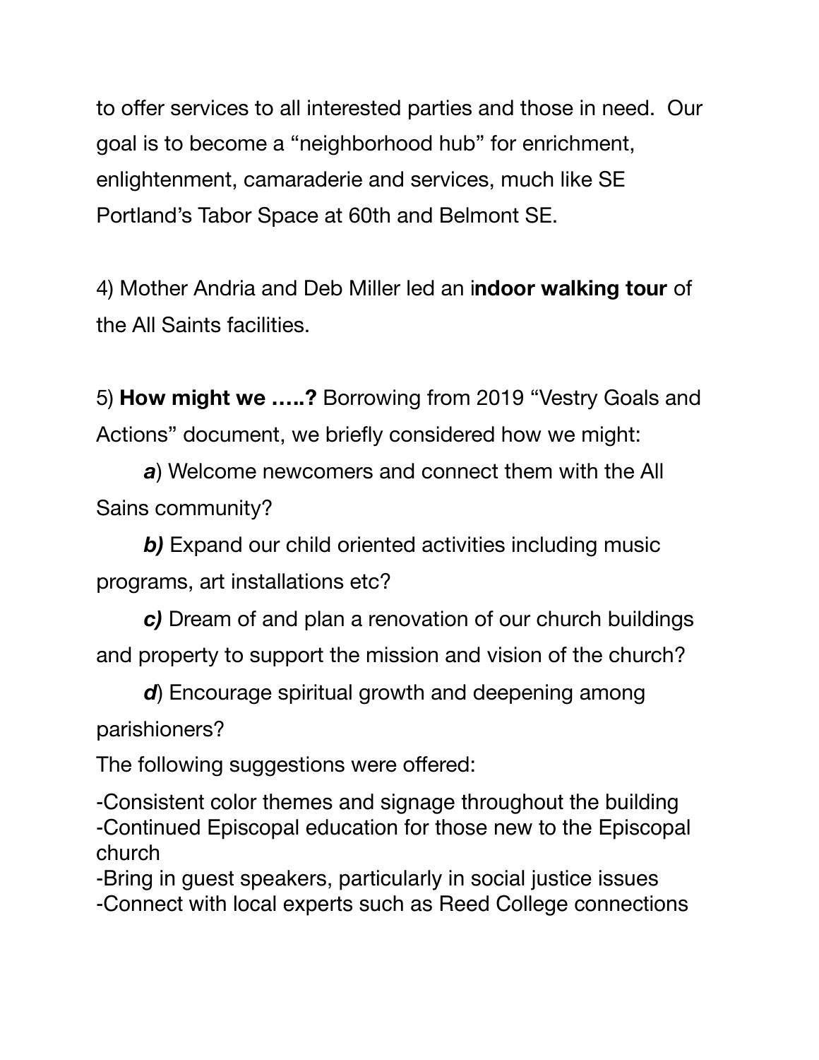to offer services to all interested parties and those in need. Our goal is to become a "neighborhood hub" for enrichment, enlightenment, camaraderie and services, much like SE Portland's Tabor Space at 60th and Belmont SE.

4) Mother Andria and Deb Miller led an i**ndoor walking tour** of the All Saints facilities.

5) **How might we …..?** Borrowing from 2019 "Vestry Goals and Actions" document, we briefly considered how we might:

***a***) Welcome newcomers and connect them with the All Sains community?

***b)*** Expand our child oriented activities including music programs, art installations etc?

***c)*** Dream of and plan a renovation of our church buildings and property to support the mission and vision of the church?

***d***) Encourage spiritual growth and deepening among parishioners?

The following suggestions were offered:

-Consistent color themes and signage throughout the building
-Continued Episcopal education for those new to the Episcopal church
-Bring in guest speakers, particularly in social justice issues
-Connect with local experts such as Reed College connections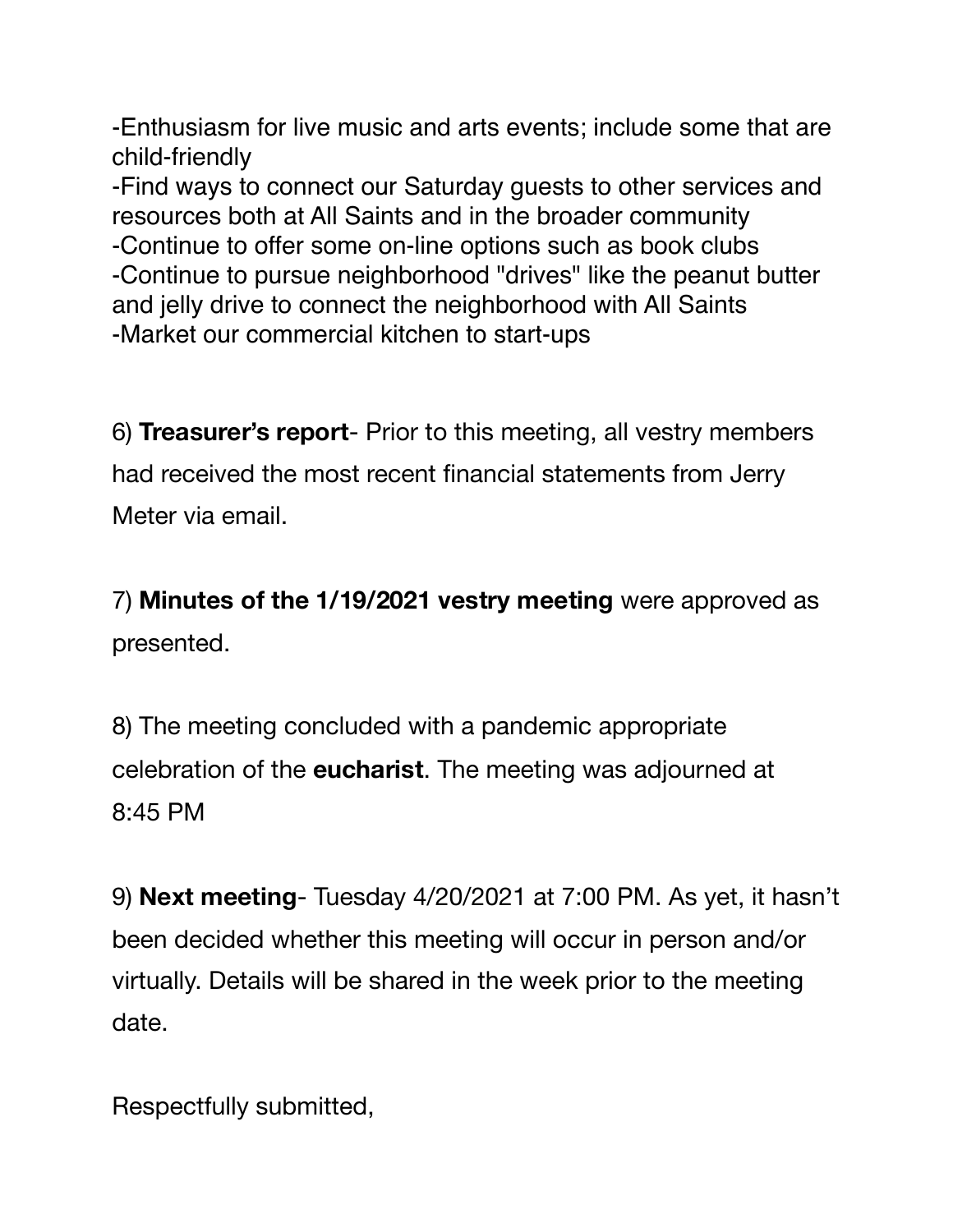-Enthusiasm for live music and arts events; include some that are child-friendly
-Find ways to connect our Saturday guests to other services and resources both at All Saints and in the broader community
-Continue to offer some on-line options such as book clubs
-Continue to pursue neighborhood "drives" like the peanut butter and jelly drive to connect the neighborhood with All Saints
-Market our commercial kitchen to start-ups

6) **Treasurer's report**- Prior to this meeting, all vestry members had received the most recent financial statements from Jerry Meter via email.

7) **Minutes of the 1/19/2021 vestry meeting** were approved as presented.

8) The meeting concluded with a pandemic appropriate celebration of the **eucharist**. The meeting was adjourned at 8:45 PM

9) **Next meeting**- Tuesday 4/20/2021 at 7:00 PM. As yet, it hasn't been decided whether this meeting will occur in person and/or virtually. Details will be shared in the week prior to the meeting date.

Respectfully submitted,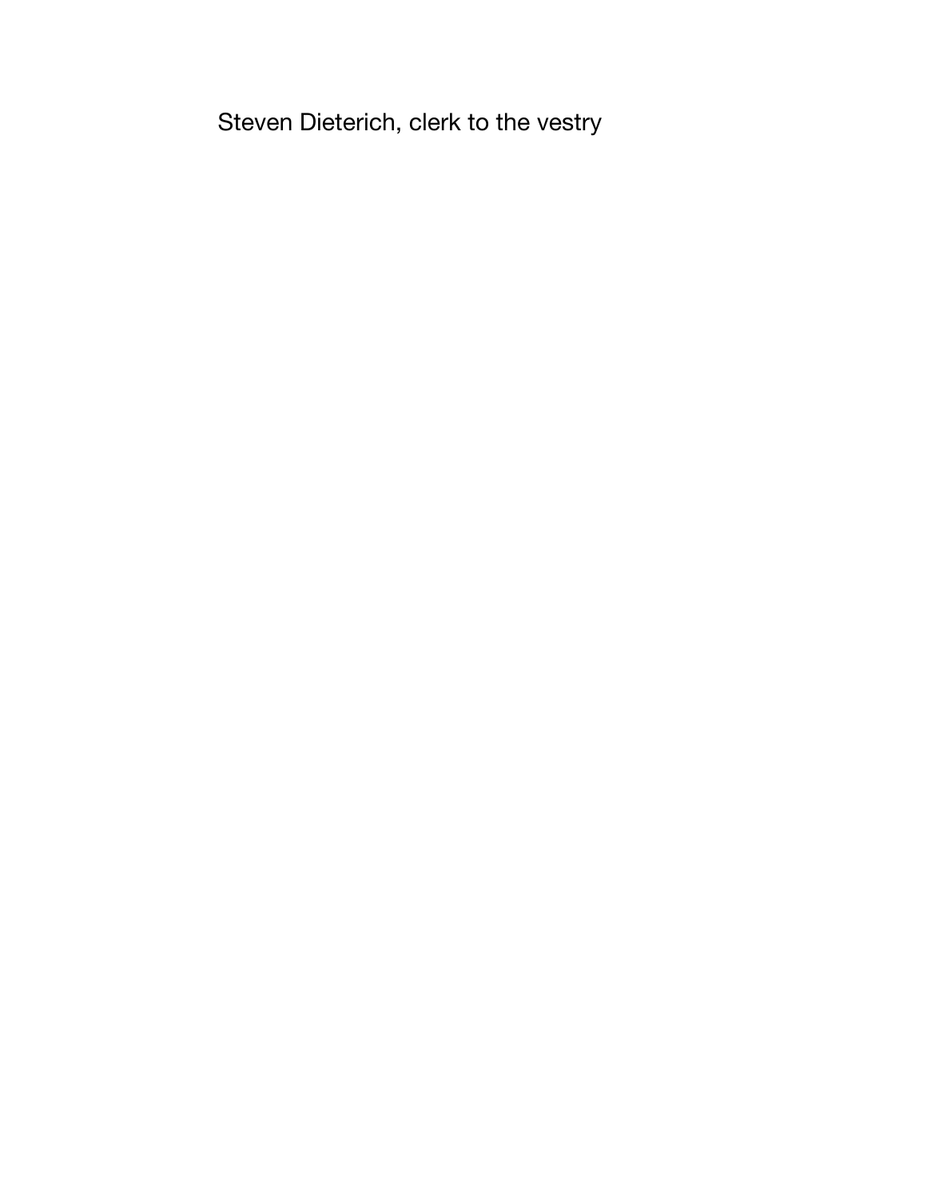Steven Dieterich, clerk to the vestry